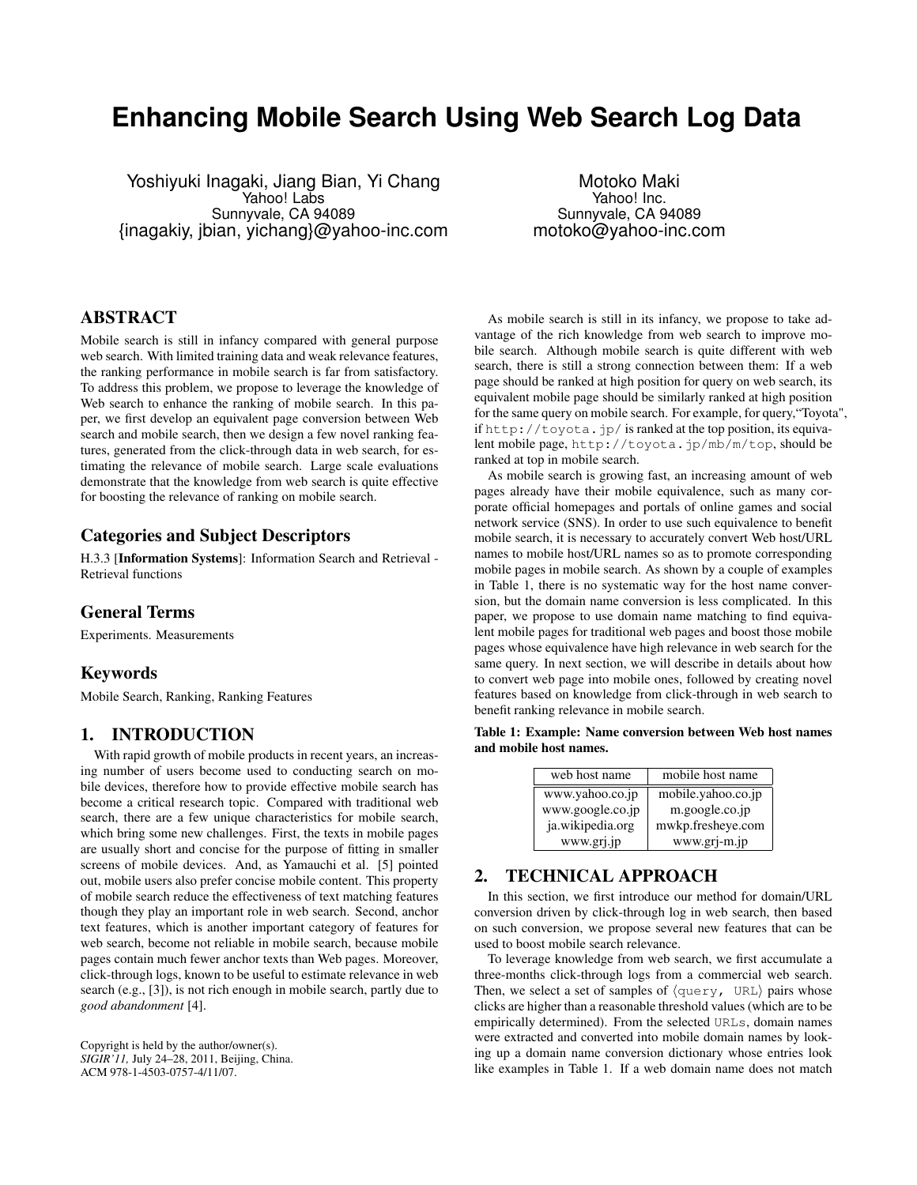# Enhancing Mobile Search Using Web Search Log Data

Yoshiyuki Inagaki, Jiang Bian, Yi Chang
Yahoo! Labs
Sunnyvale, CA 94089
{inagakiy, jbian, yichang}@yahoo-inc.com

Motoko Maki
Yahoo! Inc.
Sunnyvale, CA 94089
motoko@yahoo-inc.com

## ABSTRACT

Mobile search is still in infancy compared with general purpose web search. With limited training data and weak relevance features, the ranking performance in mobile search is far from satisfactory. To address this problem, we propose to leverage the knowledge of Web search to enhance the ranking of mobile search. In this paper, we first develop an equivalent page conversion between Web search and mobile search, then we design a few novel ranking features, generated from the click-through data in web search, for estimating the relevance of mobile search. Large scale evaluations demonstrate that the knowledge from web search is quite effective for boosting the relevance of ranking on mobile search.

## Categories and Subject Descriptors

H.3.3 [**Information Systems**]: Information Search and Retrieval - Retrieval functions

## General Terms

Experiments. Measurements

## Keywords

Mobile Search, Ranking, Ranking Features

## 1. INTRODUCTION

With rapid growth of mobile products in recent years, an increasing number of users become used to conducting search on mobile devices, therefore how to provide effective mobile search has become a critical research topic. Compared with traditional web search, there are a few unique characteristics for mobile search, which bring some new challenges. First, the texts in mobile pages are usually short and concise for the purpose of fitting in smaller screens of mobile devices. And, as Yamauchi et al. [5] pointed out, mobile users also prefer concise mobile content. This property of mobile search reduce the effectiveness of text matching features though they play an important role in web search. Second, anchor text features, which is another important category of features for web search, become not reliable in mobile search, because mobile pages contain much fewer anchor texts than Web pages. Moreover, click-through logs, known to be useful to estimate relevance in web search (e.g., [3]), is not rich enough in mobile search, partly due to *good abandonment* [4].

Copyright is held by the author/owner(s).
*SIGIR'11,* July 24–28, 2011, Beijing, China.
ACM 978-1-4503-0757-4/11/07.

As mobile search is still in its infancy, we propose to take advantage of the rich knowledge from web search to improve mobile search. Although mobile search is quite different with web search, there is still a strong connection between them: If a web page should be ranked at high position for query on web search, its equivalent mobile page should be similarly ranked at high position for the same query on mobile search. For example, for query,"Toyota", if `http://toyota.jp/` is ranked at the top position, its equivalent mobile page, `http://toyota.jp/mb/m/top`, should be ranked at top in mobile search.

As mobile search is growing fast, an increasing amount of web pages already have their mobile equivalence, such as many corporate official homepages and portals of online games and social network service (SNS). In order to use such equivalence to benefit mobile search, it is necessary to accurately convert Web host/URL names to mobile host/URL names so as to promote corresponding mobile pages in mobile search. As shown by a couple of examples in Table 1, there is no systematic way for the host name conversion, but the domain name conversion is less complicated. In this paper, we propose to use domain name matching to find equivalent mobile pages for traditional web pages and boost those mobile pages whose equivalence have high relevance in web search for the same query. In next section, we will describe in details about how to convert web page into mobile ones, followed by creating novel features based on knowledge from click-through in web search to benefit ranking relevance in mobile search.

**Table 1: Example: Name conversion between Web host names and mobile host names.**

| web host name | mobile host name |
|---|---|
| www.yahoo.co.jp | mobile.yahoo.co.jp |
| www.google.co.jp | m.google.co.jp |
| ja.wikipedia.org | mwkp.fresheye.com |
| www.grj.jp | www.grj-m.jp |

## 2. TECHNICAL APPROACH

In this section, we first introduce our method for domain/URL conversion driven by click-through log in web search, then based on such conversion, we propose several new features that can be used to boost mobile search relevance.

To leverage knowledge from web search, we first accumulate a three-months click-through logs from a commercial web search. Then, we select a set of samples of $\langle$`query, URL`$\rangle$ pairs whose clicks are higher than a reasonable threshold values (which are to be empirically determined). From the selected `URLs`, domain names were extracted and converted into mobile domain names by looking up a domain name conversion dictionary whose entries look like examples in Table 1. If a web domain name does not match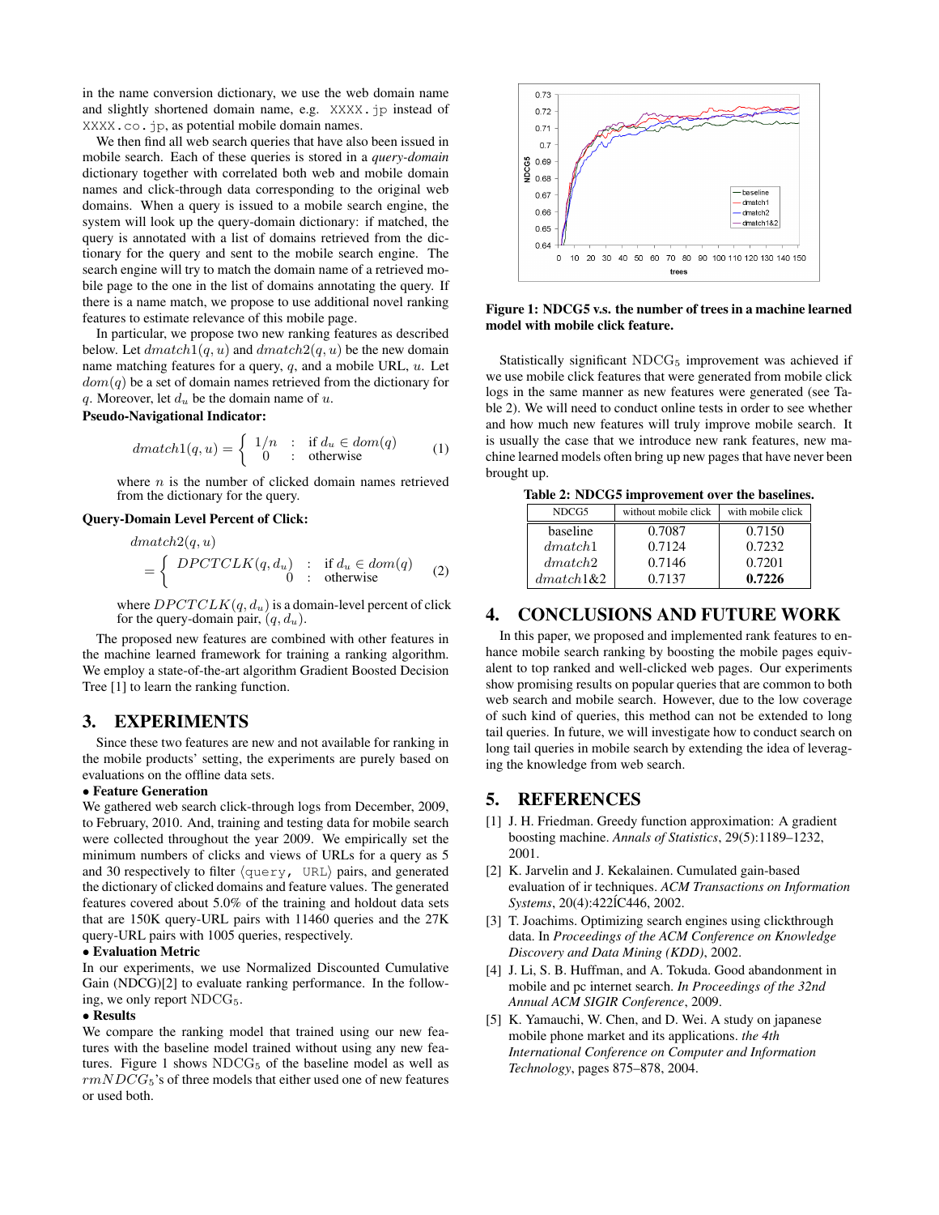in the name conversion dictionary, we use the web domain name and slightly shortened domain name, e.g. `XXXX.jp` instead of `XXXX.co.jp`, as potential mobile domain names.

We then find all web search queries that have also been issued in mobile search. Each of these queries is stored in a *query-domain* dictionary together with correlated both web and mobile domain names and click-through data corresponding to the original web domains. When a query is issued to a mobile search engine, the system will look up the query-domain dictionary: if matched, the query is annotated with a list of domains retrieved from the dictionary for the query and sent to the mobile search engine. The search engine will try to match the domain name of a retrieved mobile page to the one in the list of domains annotating the query. If there is a name match, we propose to use additional novel ranking features to estimate relevance of this mobile page.

In particular, we propose two new ranking features as described below. Let $dmatch1(q, u)$ and $dmatch2(q, u)$ be the new domain name matching features for a query, $q$, and a mobile URL, $u$. Let $dom(q)$ be a set of domain names retrieved from the dictionary for $q$. Moreover, let $d_u$ be the domain name of $u$.

**Pseudo-Navigational Indicator:**

$$dmatch1(q, u) = \begin{cases} 1/n & : \text{ if } d_u \in dom(q) \\ 0 & : \text{ otherwise} \end{cases} \quad (1)$$

where $n$ is the number of clicked domain names retrieved from the dictionary for the query.

**Query-Domain Level Percent of Click:**

$$dmatch2(q, u) = \begin{cases} DPCTCLK(q, d_u) & : \text{ if } d_u \in dom(q) \\ 0 & : \text{ otherwise} \end{cases} \quad (2)$$

where $DPCTCLK(q, d_u)$ is a domain-level percent of click for the query-domain pair, $(q, d_u)$.

The proposed new features are combined with other features in the machine learned framework for training a ranking algorithm. We employ a state-of-the-art algorithm Gradient Boosted Decision Tree [1] to learn the ranking function.

## 3. EXPERIMENTS

Since these two features are new and not available for ranking in the mobile products' setting, the experiments are purely based on evaluations on the offline data sets.

**• Feature Generation**

We gathered web search click-through logs from December, 2009, to February, 2010. And, training and testing data for mobile search were collected throughout the year 2009. We empirically set the minimum numbers of clicks and views of URLs for a query as 5 and 30 respectively to filter $\langle$query, URL$\rangle$ pairs, and generated the dictionary of clicked domains and feature values. The generated features covered about 5.0% of the training and holdout data sets that are 150K query-URL pairs with 11460 queries and the 27K query-URL pairs with 1005 queries, respectively.

**• Evaluation Metric**

In our experiments, we use Normalized Discounted Cumulative Gain (NDCG)[2] to evaluate ranking performance. In the following, we only report $\mathrm{NDCG}_5$.

**• Results**

We compare the ranking model that trained using our new features with the baseline model trained without using any new features. Figure 1 shows $\mathrm{NDCG}_5$ of the baseline model as well as $rmNDCG_5$'s of three models that either used one of new features or used both.

NDCG5
0.73
0.72
0.71
0.7
0.69
0.68
0.67
0.66
0.65
0.64
0 10 20 30 40 50 60 70 80 90 100 110 120 130 140 150
trees
baseline
dmatch1
dmatch2
dmatch1&2

**Figure 1: NDCG5 v.s. the number of trees in a machine learned model with mobile click feature.**

Statistically significant $\mathrm{NDCG}_5$ improvement was achieved if we use mobile click features that were generated from mobile click logs in the same manner as new features were generated (see Table 2). We will need to conduct online tests in order to see whether and how much new features will truly improve mobile search. It is usually the case that we introduce new rank features, new machine learned models often bring up new pages that have never been brought up.

**Table 2: NDCG5 improvement over the baselines.**

| NDCG5 | without mobile click | with mobile click |
|---|---|---|
| baseline | 0.7087 | 0.7150 |
| $dmatch1$ | 0.7124 | 0.7232 |
| $dmatch2$ | 0.7146 | 0.7201 |
| $dmatch1\&2$ | 0.7137 | **0.7226** |

## 4. CONCLUSIONS AND FUTURE WORK

In this paper, we proposed and implemented rank features to enhance mobile search ranking by boosting the mobile pages equivalent to top ranked and well-clicked web pages. Our experiments show promising results on popular queries that are common to both web search and mobile search. However, due to the low coverage of such kind of queries, this method can not be extended to long tail queries. In future, we will investigate how to conduct search on long tail queries in mobile search by extending the idea of leveraging the knowledge from web search.

## 5. REFERENCES

[1] J. H. Friedman. Greedy function approximation: A gradient boosting machine. *Annals of Statistics*, 29(5):1189–1232, 2001.

[2] K. Jarvelin and J. Kekalainen. Cumulated gain-based evaluation of ir techniques. *ACM Transactions on Information Systems*, 20(4):422ÍC446, 2002.

[3] T. Joachims. Optimizing search engines using clickthrough data. In *Proceedings of the ACM Conference on Knowledge Discovery and Data Mining (KDD)*, 2002.

[4] J. Li, S. B. Huffman, and A. Tokuda. Good abandonment in mobile and pc internet search. *In Proceedings of the 32nd Annual ACM SIGIR Conference*, 2009.

[5] K. Yamauchi, W. Chen, and D. Wei. A study on japanese mobile phone market and its applications. *the 4th International Conference on Computer and Information Technology*, pages 875–878, 2004.